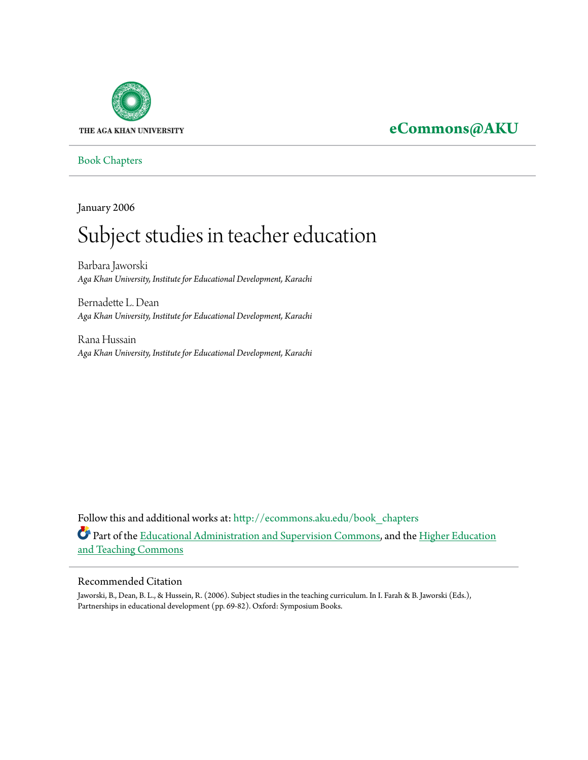THE AGA KHAN UNIVERSITY

**eCommons@AKU**

Book Chapters

January 2006

# Subject studies in teacher education

Barbara Jaworski
*Aga Khan University, Institute for Educational Development, Karachi*

Bernadette L. Dean
*Aga Khan University, Institute for Educational Development, Karachi*

Rana Hussain
*Aga Khan University, Institute for Educational Development, Karachi*

Follow this and additional works at: http://ecommons.aku.edu/book_chapters

Part of the Educational Administration and Supervision Commons, and the Higher Education and Teaching Commons

## Recommended Citation

Jaworski, B., Dean, B. L., & Hussein, R. (2006). Subject studies in the teaching curriculum. In I. Farah & B. Jaworski (Eds.), Partnerships in educational development (pp. 69-82). Oxford: Symposium Books.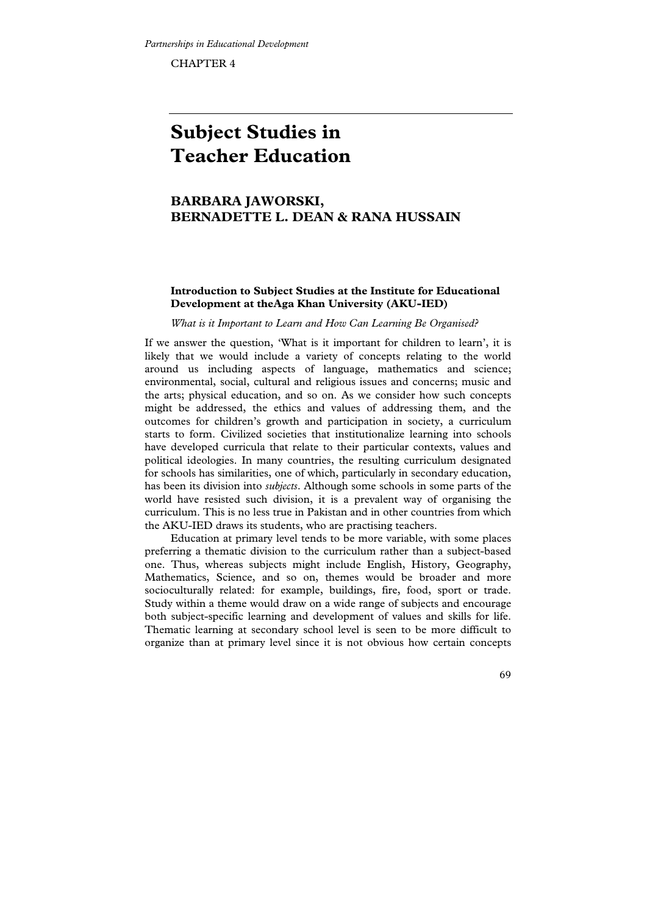CHAPTER 4

# Subject Studies in Teacher Education

## BARBARA JAWORSKI, BERNADETTE L. DEAN & RANA HUSSAIN

### Introduction to Subject Studies at the Institute for Educational Development at theAga Khan University (AKU-IED)

*What is it Important to Learn and How Can Learning Be Organised?*

If we answer the question, 'What is it important for children to learn', it is likely that we would include a variety of concepts relating to the world around us including aspects of language, mathematics and science; environmental, social, cultural and religious issues and concerns; music and the arts; physical education, and so on. As we consider how such concepts might be addressed, the ethics and values of addressing them, and the outcomes for children's growth and participation in society, a curriculum starts to form. Civilized societies that institutionalize learning into schools have developed curricula that relate to their particular contexts, values and political ideologies. In many countries, the resulting curriculum designated for schools has similarities, one of which, particularly in secondary education, has been its division into *subjects*. Although some schools in some parts of the world have resisted such division, it is a prevalent way of organising the curriculum. This is no less true in Pakistan and in other countries from which the AKU-IED draws its students, who are practising teachers.

Education at primary level tends to be more variable, with some places preferring a thematic division to the curriculum rather than a subject-based one. Thus, whereas subjects might include English, History, Geography, Mathematics, Science, and so on, themes would be broader and more socioculturally related: for example, buildings, fire, food, sport or trade. Study within a theme would draw on a wide range of subjects and encourage both subject-specific learning and development of values and skills for life. Thematic learning at secondary school level is seen to be more difficult to organize than at primary level since it is not obvious how certain concepts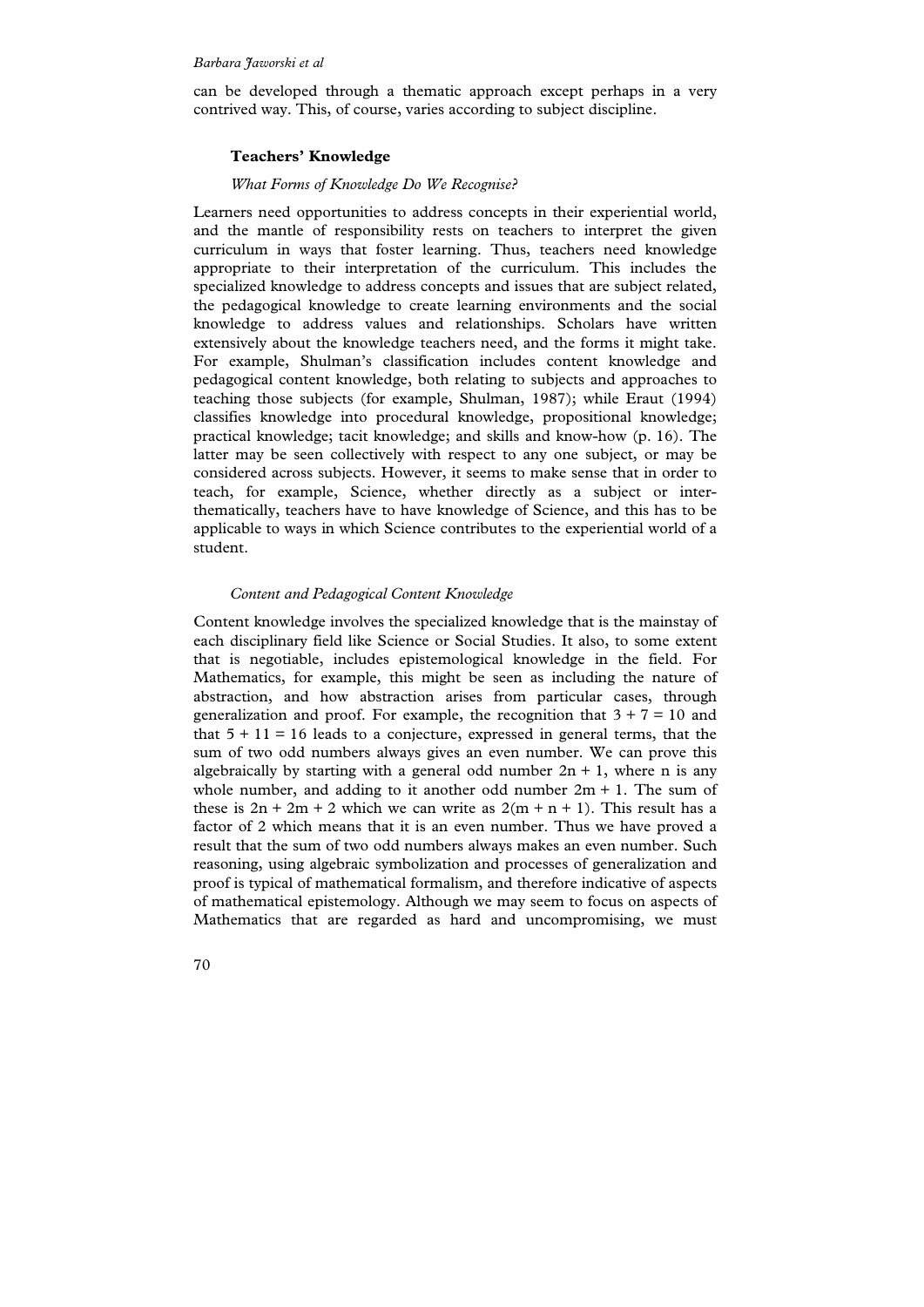can be developed through a thematic approach except perhaps in a very contrived way. This, of course, varies according to subject discipline.

## Teachers' Knowledge

### *What Forms of Knowledge Do We Recognise?*

Learners need opportunities to address concepts in their experiential world, and the mantle of responsibility rests on teachers to interpret the given curriculum in ways that foster learning. Thus, teachers need knowledge appropriate to their interpretation of the curriculum. This includes the specialized knowledge to address concepts and issues that are subject related, the pedagogical knowledge to create learning environments and the social knowledge to address values and relationships. Scholars have written extensively about the knowledge teachers need, and the forms it might take. For example, Shulman's classification includes content knowledge and pedagogical content knowledge, both relating to subjects and approaches to teaching those subjects (for example, Shulman, 1987); while Eraut (1994) classifies knowledge into procedural knowledge, propositional knowledge; practical knowledge; tacit knowledge; and skills and know-how (p. 16). The latter may be seen collectively with respect to any one subject, or may be considered across subjects. However, it seems to make sense that in order to teach, for example, Science, whether directly as a subject or inter-thematically, teachers have to have knowledge of Science, and this has to be applicable to ways in which Science contributes to the experiential world of a student.

### *Content and Pedagogical Content Knowledge*

Content knowledge involves the specialized knowledge that is the mainstay of each disciplinary field like Science or Social Studies. It also, to some extent that is negotiable, includes epistemological knowledge in the field. For Mathematics, for example, this might be seen as including the nature of abstraction, and how abstraction arises from particular cases, through generalization and proof. For example, the recognition that $3 + 7 = 10$ and that $5 + 11 = 16$ leads to a conjecture, expressed in general terms, that the sum of two odd numbers always gives an even number. We can prove this algebraically by starting with a general odd number $2n + 1$, where n is any whole number, and adding to it another odd number $2m + 1$. The sum of these is $2n + 2m + 2$ which we can write as $2(m + n + 1)$. This result has a factor of 2 which means that it is an even number. Thus we have proved a result that the sum of two odd numbers always makes an even number. Such reasoning, using algebraic symbolization and processes of generalization and proof is typical of mathematical formalism, and therefore indicative of aspects of mathematical epistemology. Although we may seem to focus on aspects of Mathematics that are regarded as hard and uncompromising, we must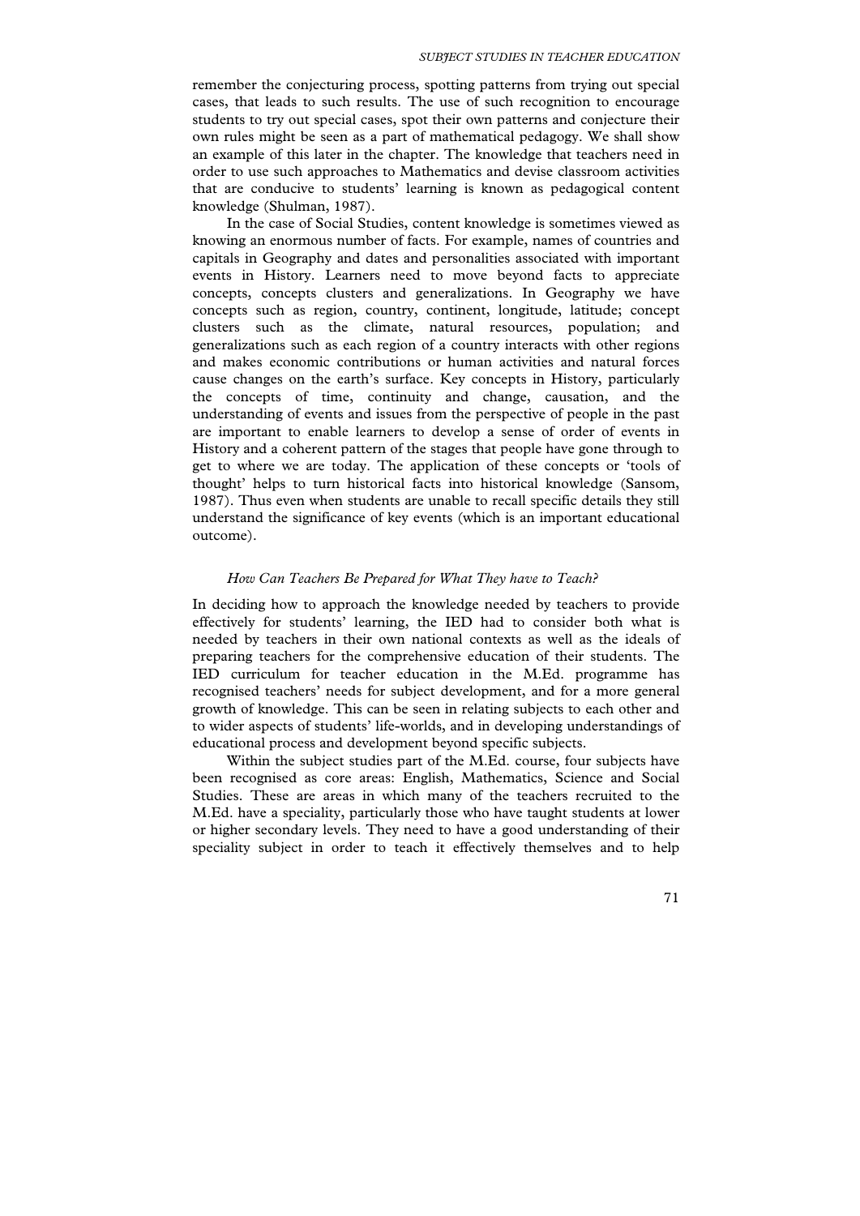remember the conjecturing process, spotting patterns from trying out special cases, that leads to such results. The use of such recognition to encourage students to try out special cases, spot their own patterns and conjecture their own rules might be seen as a part of mathematical pedagogy. We shall show an example of this later in the chapter. The knowledge that teachers need in order to use such approaches to Mathematics and devise classroom activities that are conducive to students' learning is known as pedagogical content knowledge (Shulman, 1987).

In the case of Social Studies, content knowledge is sometimes viewed as knowing an enormous number of facts. For example, names of countries and capitals in Geography and dates and personalities associated with important events in History. Learners need to move beyond facts to appreciate concepts, concepts clusters and generalizations. In Geography we have concepts such as region, country, continent, longitude, latitude; concept clusters such as the climate, natural resources, population; and generalizations such as each region of a country interacts with other regions and makes economic contributions or human activities and natural forces cause changes on the earth's surface. Key concepts in History, particularly the concepts of time, continuity and change, causation, and the understanding of events and issues from the perspective of people in the past are important to enable learners to develop a sense of order of events in History and a coherent pattern of the stages that people have gone through to get to where we are today. The application of these concepts or 'tools of thought' helps to turn historical facts into historical knowledge (Sansom, 1987). Thus even when students are unable to recall specific details they still understand the significance of key events (which is an important educational outcome).

### *How Can Teachers Be Prepared for What They have to Teach?*

In deciding how to approach the knowledge needed by teachers to provide effectively for students' learning, the IED had to consider both what is needed by teachers in their own national contexts as well as the ideals of preparing teachers for the comprehensive education of their students. The IED curriculum for teacher education in the M.Ed. programme has recognised teachers' needs for subject development, and for a more general growth of knowledge. This can be seen in relating subjects to each other and to wider aspects of students' life-worlds, and in developing understandings of educational process and development beyond specific subjects.

Within the subject studies part of the M.Ed. course, four subjects have been recognised as core areas: English, Mathematics, Science and Social Studies. These are areas in which many of the teachers recruited to the M.Ed. have a speciality, particularly those who have taught students at lower or higher secondary levels. They need to have a good understanding of their speciality subject in order to teach it effectively themselves and to help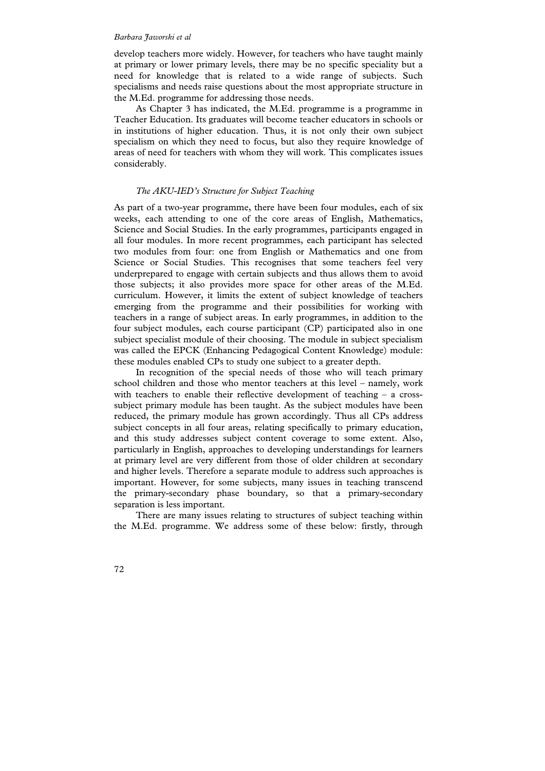develop teachers more widely. However, for teachers who have taught mainly at primary or lower primary levels, there may be no specific speciality but a need for knowledge that is related to a wide range of subjects. Such specialisms and needs raise questions about the most appropriate structure in the M.Ed. programme for addressing those needs.

As Chapter 3 has indicated, the M.Ed. programme is a programme in Teacher Education. Its graduates will become teacher educators in schools or in institutions of higher education. Thus, it is not only their own subject specialism on which they need to focus, but also they require knowledge of areas of need for teachers with whom they will work. This complicates issues considerably.

### *The AKU-IED's Structure for Subject Teaching*

As part of a two-year programme, there have been four modules, each of six weeks, each attending to one of the core areas of English, Mathematics, Science and Social Studies. In the early programmes, participants engaged in all four modules. In more recent programmes, each participant has selected two modules from four: one from English or Mathematics and one from Science or Social Studies. This recognises that some teachers feel very underprepared to engage with certain subjects and thus allows them to avoid those subjects; it also provides more space for other areas of the M.Ed. curriculum. However, it limits the extent of subject knowledge of teachers emerging from the programme and their possibilities for working with teachers in a range of subject areas. In early programmes, in addition to the four subject modules, each course participant (CP) participated also in one subject specialist module of their choosing. The module in subject specialism was called the EPCK (Enhancing Pedagogical Content Knowledge) module: these modules enabled CPs to study one subject to a greater depth.

In recognition of the special needs of those who will teach primary school children and those who mentor teachers at this level – namely, work with teachers to enable their reflective development of teaching – a cross-subject primary module has been taught. As the subject modules have been reduced, the primary module has grown accordingly. Thus all CPs address subject concepts in all four areas, relating specifically to primary education, and this study addresses subject content coverage to some extent. Also, particularly in English, approaches to developing understandings for learners at primary level are very different from those of older children at secondary and higher levels. Therefore a separate module to address such approaches is important. However, for some subjects, many issues in teaching transcend the primary-secondary phase boundary, so that a primary-secondary separation is less important.

There are many issues relating to structures of subject teaching within the M.Ed. programme. We address some of these below: firstly, through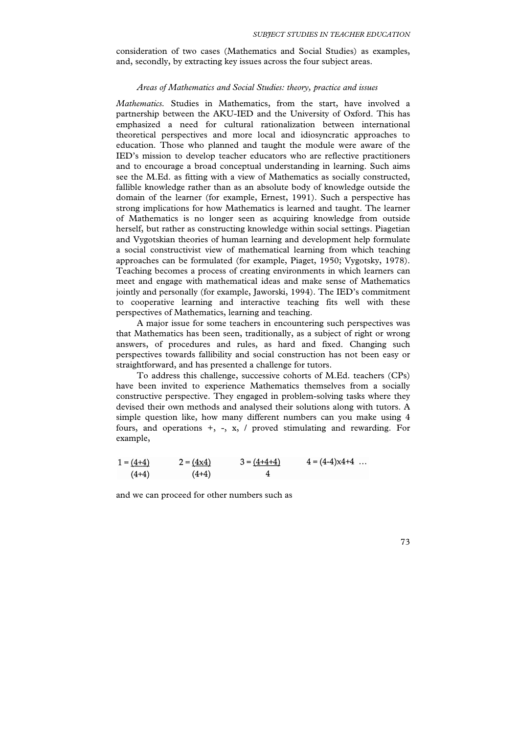consideration of two cases (Mathematics and Social Studies) as examples, and, secondly, by extracting key issues across the four subject areas.

### *Areas of Mathematics and Social Studies: theory, practice and issues*

*Mathematics.* Studies in Mathematics, from the start, have involved a partnership between the AKU-IED and the University of Oxford. This has emphasized a need for cultural rationalization between international theoretical perspectives and more local and idiosyncratic approaches to education. Those who planned and taught the module were aware of the IED's mission to develop teacher educators who are reflective practitioners and to encourage a broad conceptual understanding in learning. Such aims see the M.Ed. as fitting with a view of Mathematics as socially constructed, fallible knowledge rather than as an absolute body of knowledge outside the domain of the learner (for example, Ernest, 1991). Such a perspective has strong implications for how Mathematics is learned and taught. The learner of Mathematics is no longer seen as acquiring knowledge from outside herself, but rather as constructing knowledge within social settings. Piagetian and Vygotskian theories of human learning and development help formulate a social constructivist view of mathematical learning from which teaching approaches can be formulated (for example, Piaget, 1950; Vygotsky, 1978). Teaching becomes a process of creating environments in which learners can meet and engage with mathematical ideas and make sense of Mathematics jointly and personally (for example, Jaworski, 1994). The IED's commitment to cooperative learning and interactive teaching fits well with these perspectives of Mathematics, learning and teaching.

A major issue for some teachers in encountering such perspectives was that Mathematics has been seen, traditionally, as a subject of right or wrong answers, of procedures and rules, as hard and fixed. Changing such perspectives towards fallibility and social construction has not been easy or straightforward, and has presented a challenge for tutors.

To address this challenge, successive cohorts of M.Ed. teachers (CPs) have been invited to experience Mathematics themselves from a socially constructive perspective. They engaged in problem-solving tasks where they devised their own methods and analysed their solutions along with tutors. A simple question like, how many different numbers can you make using 4 fours, and operations +, -, x, / proved stimulating and rewarding. For example,

$$1 = \frac{(4+4)}{(4+4)} \qquad 2 = \frac{(4 \times 4)}{(4+4)} \qquad 3 = \frac{(4+4+4)}{4} \qquad 4 = (4-4) \times 4+4 \ \ldots$$

and we can proceed for other numbers such as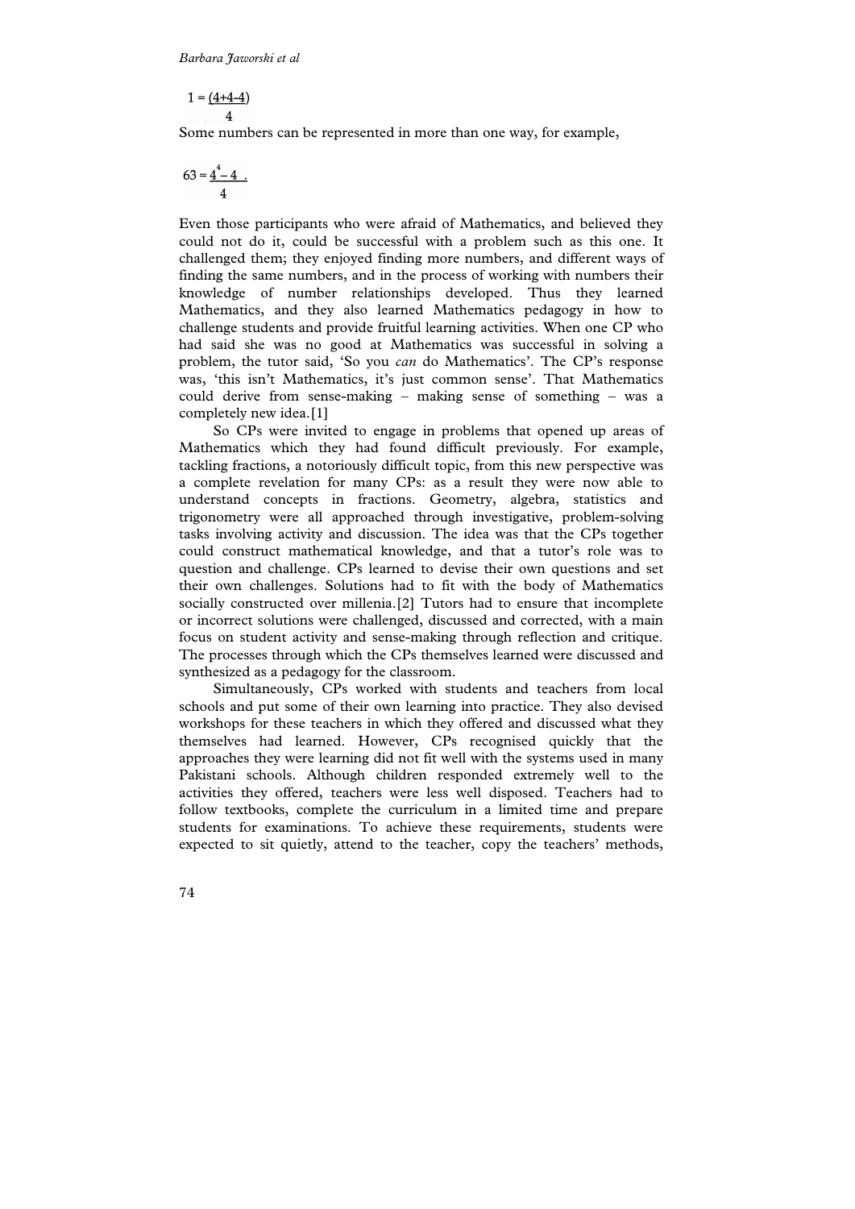$$1 = \frac{(4+4-4)}{4}$$

Some numbers can be represented in more than one way, for example,

$$63 = \frac{4^4 - 4}{4}.$$

Even those participants who were afraid of Mathematics, and believed they could not do it, could be successful with a problem such as this one. It challenged them; they enjoyed finding more numbers, and different ways of finding the same numbers, and in the process of working with numbers their knowledge of number relationships developed. Thus they learned Mathematics, and they also learned Mathematics pedagogy in how to challenge students and provide fruitful learning activities. When one CP who had said she was no good at Mathematics was successful in solving a problem, the tutor said, 'So you *can* do Mathematics'. The CP's response was, 'this isn't Mathematics, it's just common sense'. That Mathematics could derive from sense-making – making sense of something – was a completely new idea.[1]

So CPs were invited to engage in problems that opened up areas of Mathematics which they had found difficult previously. For example, tackling fractions, a notoriously difficult topic, from this new perspective was a complete revelation for many CPs: as a result they were now able to understand concepts in fractions. Geometry, algebra, statistics and trigonometry were all approached through investigative, problem-solving tasks involving activity and discussion. The idea was that the CPs together could construct mathematical knowledge, and that a tutor's role was to question and challenge. CPs learned to devise their own questions and set their own challenges. Solutions had to fit with the body of Mathematics socially constructed over millenia.[2] Tutors had to ensure that incomplete or incorrect solutions were challenged, discussed and corrected, with a main focus on student activity and sense-making through reflection and critique. The processes through which the CPs themselves learned were discussed and synthesized as a pedagogy for the classroom.

Simultaneously, CPs worked with students and teachers from local schools and put some of their own learning into practice. They also devised workshops for these teachers in which they offered and discussed what they themselves had learned. However, CPs recognised quickly that the approaches they were learning did not fit well with the systems used in many Pakistani schools. Although children responded extremely well to the activities they offered, teachers were less well disposed. Teachers had to follow textbooks, complete the curriculum in a limited time and prepare students for examinations. To achieve these requirements, students were expected to sit quietly, attend to the teacher, copy the teachers' methods,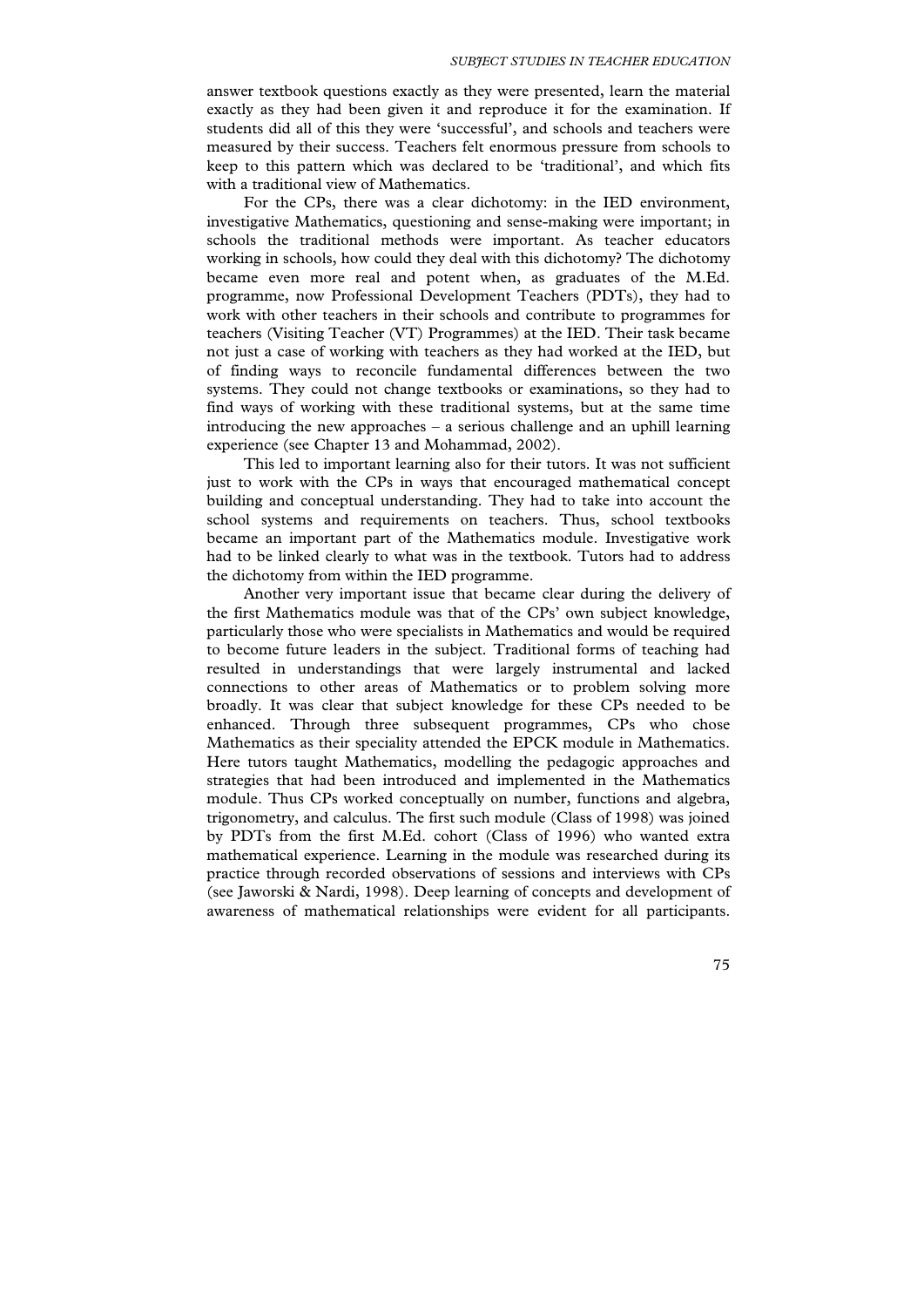answer textbook questions exactly as they were presented, learn the material exactly as they had been given it and reproduce it for the examination. If students did all of this they were 'successful', and schools and teachers were measured by their success. Teachers felt enormous pressure from schools to keep to this pattern which was declared to be 'traditional', and which fits with a traditional view of Mathematics.

For the CPs, there was a clear dichotomy: in the IED environment, investigative Mathematics, questioning and sense-making were important; in schools the traditional methods were important. As teacher educators working in schools, how could they deal with this dichotomy? The dichotomy became even more real and potent when, as graduates of the M.Ed. programme, now Professional Development Teachers (PDTs), they had to work with other teachers in their schools and contribute to programmes for teachers (Visiting Teacher (VT) Programmes) at the IED. Their task became not just a case of working with teachers as they had worked at the IED, but of finding ways to reconcile fundamental differences between the two systems. They could not change textbooks or examinations, so they had to find ways of working with these traditional systems, but at the same time introducing the new approaches – a serious challenge and an uphill learning experience (see Chapter 13 and Mohammad, 2002).

This led to important learning also for their tutors. It was not sufficient just to work with the CPs in ways that encouraged mathematical concept building and conceptual understanding. They had to take into account the school systems and requirements on teachers. Thus, school textbooks became an important part of the Mathematics module. Investigative work had to be linked clearly to what was in the textbook. Tutors had to address the dichotomy from within the IED programme.

Another very important issue that became clear during the delivery of the first Mathematics module was that of the CPs' own subject knowledge, particularly those who were specialists in Mathematics and would be required to become future leaders in the subject. Traditional forms of teaching had resulted in understandings that were largely instrumental and lacked connections to other areas of Mathematics or to problem solving more broadly. It was clear that subject knowledge for these CPs needed to be enhanced. Through three subsequent programmes, CPs who chose Mathematics as their speciality attended the EPCK module in Mathematics. Here tutors taught Mathematics, modelling the pedagogic approaches and strategies that had been introduced and implemented in the Mathematics module. Thus CPs worked conceptually on number, functions and algebra, trigonometry, and calculus. The first such module (Class of 1998) was joined by PDTs from the first M.Ed. cohort (Class of 1996) who wanted extra mathematical experience. Learning in the module was researched during its practice through recorded observations of sessions and interviews with CPs (see Jaworski & Nardi, 1998). Deep learning of concepts and development of awareness of mathematical relationships were evident for all participants.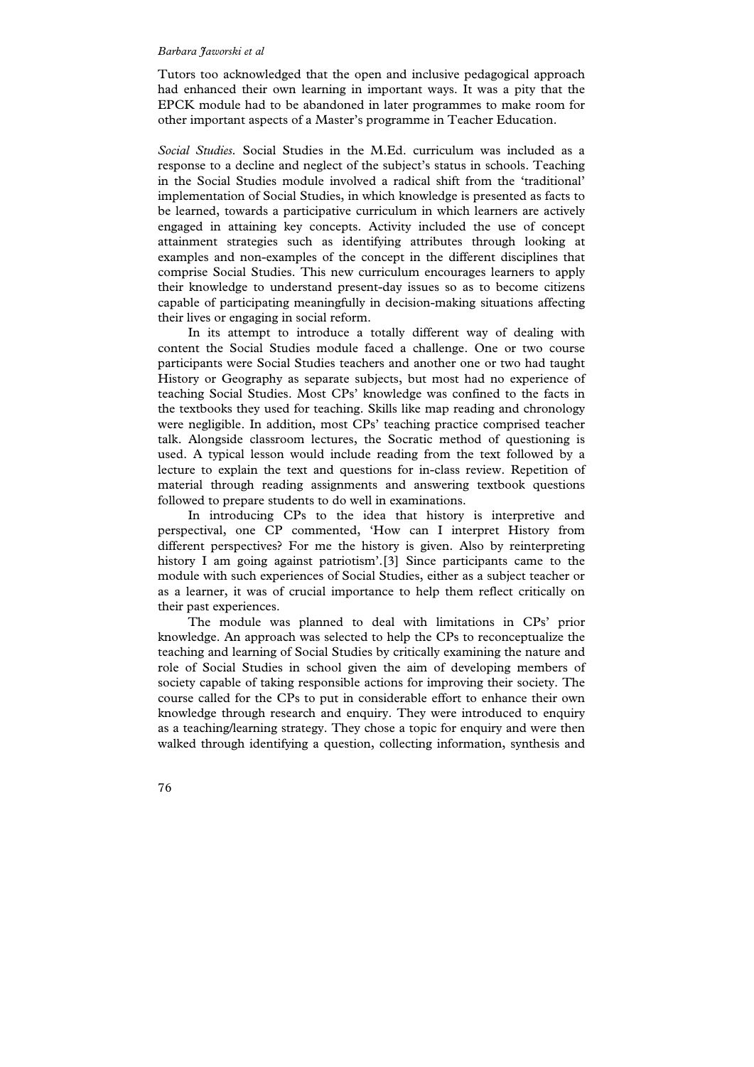Tutors too acknowledged that the open and inclusive pedagogical approach had enhanced their own learning in important ways. It was a pity that the EPCK module had to be abandoned in later programmes to make room for other important aspects of a Master's programme in Teacher Education.

*Social Studies.* Social Studies in the M.Ed. curriculum was included as a response to a decline and neglect of the subject's status in schools. Teaching in the Social Studies module involved a radical shift from the 'traditional' implementation of Social Studies, in which knowledge is presented as facts to be learned, towards a participative curriculum in which learners are actively engaged in attaining key concepts. Activity included the use of concept attainment strategies such as identifying attributes through looking at examples and non-examples of the concept in the different disciplines that comprise Social Studies. This new curriculum encourages learners to apply their knowledge to understand present-day issues so as to become citizens capable of participating meaningfully in decision-making situations affecting their lives or engaging in social reform.

In its attempt to introduce a totally different way of dealing with content the Social Studies module faced a challenge. One or two course participants were Social Studies teachers and another one or two had taught History or Geography as separate subjects, but most had no experience of teaching Social Studies. Most CPs' knowledge was confined to the facts in the textbooks they used for teaching. Skills like map reading and chronology were negligible. In addition, most CPs' teaching practice comprised teacher talk. Alongside classroom lectures, the Socratic method of questioning is used. A typical lesson would include reading from the text followed by a lecture to explain the text and questions for in-class review. Repetition of material through reading assignments and answering textbook questions followed to prepare students to do well in examinations.

In introducing CPs to the idea that history is interpretive and perspectival, one CP commented, 'How can I interpret History from different perspectives? For me the history is given. Also by reinterpreting history I am going against patriotism'.[3] Since participants came to the module with such experiences of Social Studies, either as a subject teacher or as a learner, it was of crucial importance to help them reflect critically on their past experiences.

The module was planned to deal with limitations in CPs' prior knowledge. An approach was selected to help the CPs to reconceptualize the teaching and learning of Social Studies by critically examining the nature and role of Social Studies in school given the aim of developing members of society capable of taking responsible actions for improving their society. The course called for the CPs to put in considerable effort to enhance their own knowledge through research and enquiry. They were introduced to enquiry as a teaching/learning strategy. They chose a topic for enquiry and were then walked through identifying a question, collecting information, synthesis and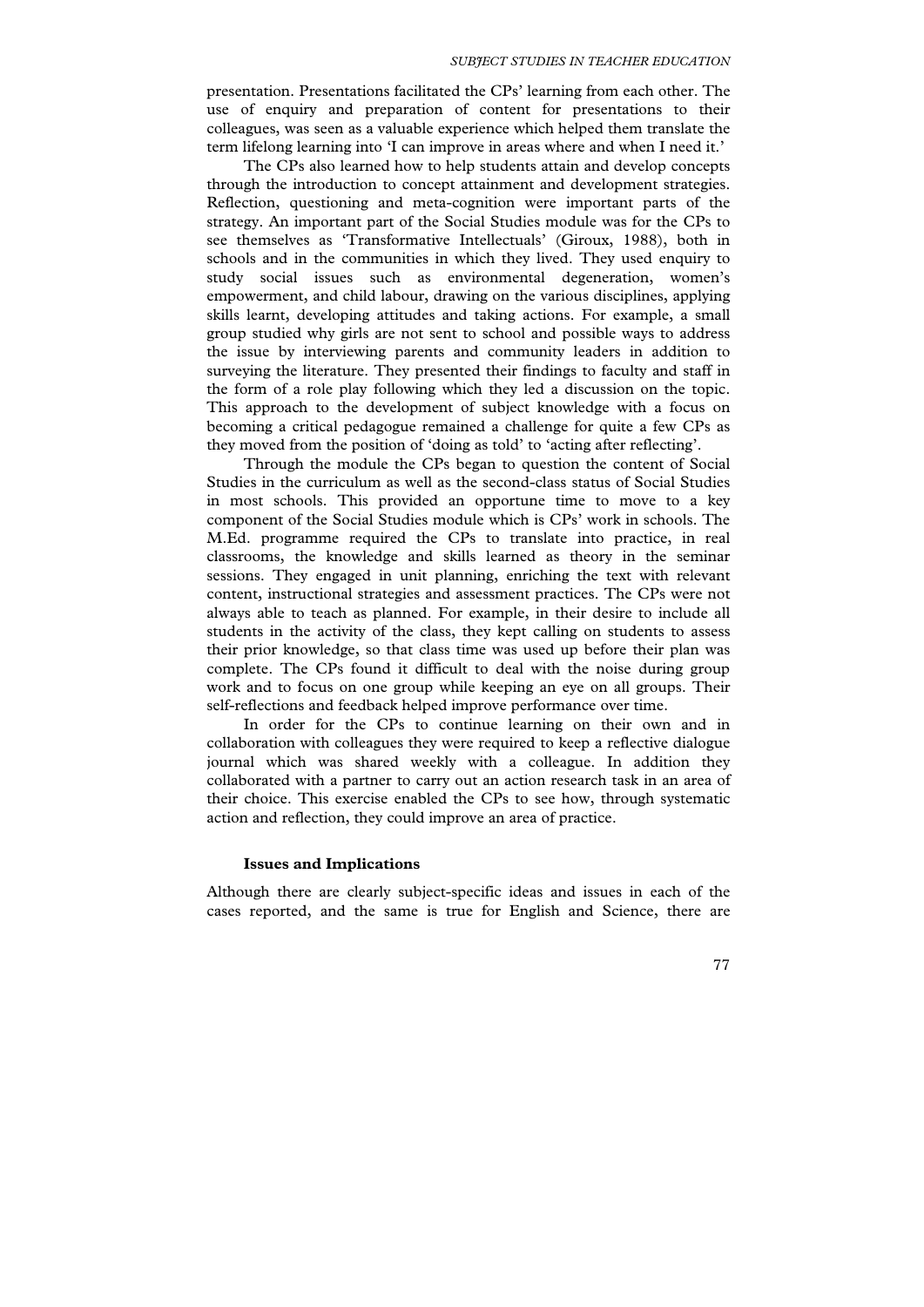presentation. Presentations facilitated the CPs' learning from each other. The use of enquiry and preparation of content for presentations to their colleagues, was seen as a valuable experience which helped them translate the term lifelong learning into 'I can improve in areas where and when I need it.'

The CPs also learned how to help students attain and develop concepts through the introduction to concept attainment and development strategies. Reflection, questioning and meta-cognition were important parts of the strategy. An important part of the Social Studies module was for the CPs to see themselves as 'Transformative Intellectuals' (Giroux, 1988), both in schools and in the communities in which they lived. They used enquiry to study social issues such as environmental degeneration, women's empowerment, and child labour, drawing on the various disciplines, applying skills learnt, developing attitudes and taking actions. For example, a small group studied why girls are not sent to school and possible ways to address the issue by interviewing parents and community leaders in addition to surveying the literature. They presented their findings to faculty and staff in the form of a role play following which they led a discussion on the topic. This approach to the development of subject knowledge with a focus on becoming a critical pedagogue remained a challenge for quite a few CPs as they moved from the position of 'doing as told' to 'acting after reflecting'.

Through the module the CPs began to question the content of Social Studies in the curriculum as well as the second-class status of Social Studies in most schools. This provided an opportune time to move to a key component of the Social Studies module which is CPs' work in schools. The M.Ed. programme required the CPs to translate into practice, in real classrooms, the knowledge and skills learned as theory in the seminar sessions. They engaged in unit planning, enriching the text with relevant content, instructional strategies and assessment practices. The CPs were not always able to teach as planned. For example, in their desire to include all students in the activity of the class, they kept calling on students to assess their prior knowledge, so that class time was used up before their plan was complete. The CPs found it difficult to deal with the noise during group work and to focus on one group while keeping an eye on all groups. Their self-reflections and feedback helped improve performance over time.

In order for the CPs to continue learning on their own and in collaboration with colleagues they were required to keep a reflective dialogue journal which was shared weekly with a colleague. In addition they collaborated with a partner to carry out an action research task in an area of their choice. This exercise enabled the CPs to see how, through systematic action and reflection, they could improve an area of practice.

### Issues and Implications

Although there are clearly subject-specific ideas and issues in each of the cases reported, and the same is true for English and Science, there are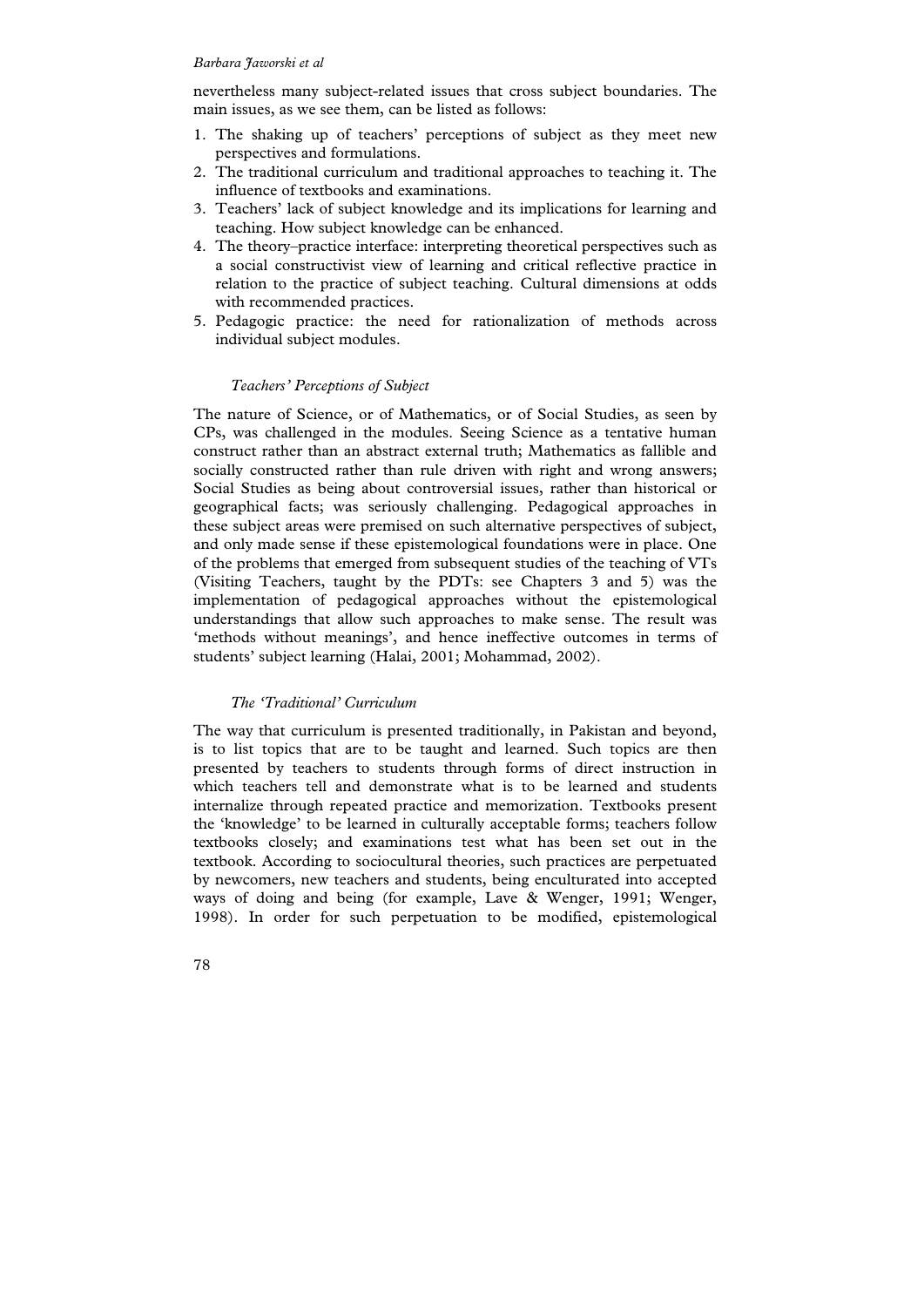nevertheless many subject-related issues that cross subject boundaries. The main issues, as we see them, can be listed as follows:

1. The shaking up of teachers' perceptions of subject as they meet new perspectives and formulations.
2. The traditional curriculum and traditional approaches to teaching it. The influence of textbooks and examinations.
3. Teachers' lack of subject knowledge and its implications for learning and teaching. How subject knowledge can be enhanced.
4. The theory–practice interface: interpreting theoretical perspectives such as a social constructivist view of learning and critical reflective practice in relation to the practice of subject teaching. Cultural dimensions at odds with recommended practices.
5. Pedagogic practice: the need for rationalization of methods across individual subject modules.

### *Teachers' Perceptions of Subject*

The nature of Science, or of Mathematics, or of Social Studies, as seen by CPs, was challenged in the modules. Seeing Science as a tentative human construct rather than an abstract external truth; Mathematics as fallible and socially constructed rather than rule driven with right and wrong answers; Social Studies as being about controversial issues, rather than historical or geographical facts; was seriously challenging. Pedagogical approaches in these subject areas were premised on such alternative perspectives of subject, and only made sense if these epistemological foundations were in place. One of the problems that emerged from subsequent studies of the teaching of VTs (Visiting Teachers, taught by the PDTs: see Chapters 3 and 5) was the implementation of pedagogical approaches without the epistemological understandings that allow such approaches to make sense. The result was 'methods without meanings', and hence ineffective outcomes in terms of students' subject learning (Halai, 2001; Mohammad, 2002).

### *The 'Traditional' Curriculum*

The way that curriculum is presented traditionally, in Pakistan and beyond, is to list topics that are to be taught and learned. Such topics are then presented by teachers to students through forms of direct instruction in which teachers tell and demonstrate what is to be learned and students internalize through repeated practice and memorization. Textbooks present the 'knowledge' to be learned in culturally acceptable forms; teachers follow textbooks closely; and examinations test what has been set out in the textbook. According to sociocultural theories, such practices are perpetuated by newcomers, new teachers and students, being enculturated into accepted ways of doing and being (for example, Lave & Wenger, 1991; Wenger, 1998). In order for such perpetuation to be modified, epistemological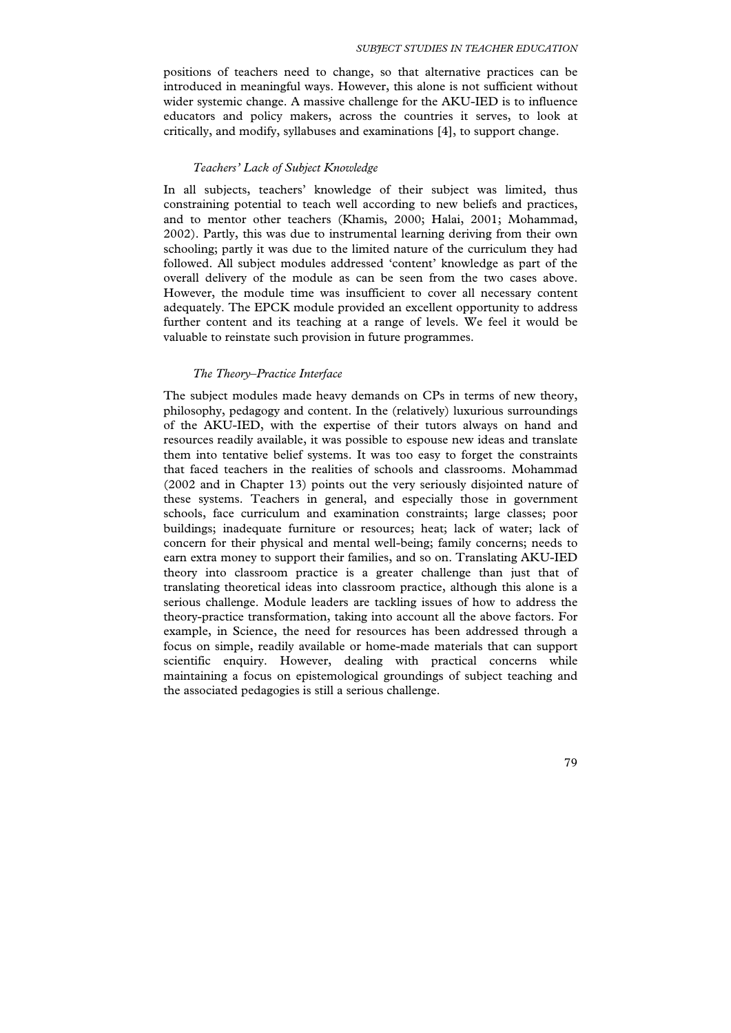positions of teachers need to change, so that alternative practices can be introduced in meaningful ways. However, this alone is not sufficient without wider systemic change. A massive challenge for the AKU-IED is to influence educators and policy makers, across the countries it serves, to look at critically, and modify, syllabuses and examinations [4], to support change.

### *Teachers' Lack of Subject Knowledge*

In all subjects, teachers' knowledge of their subject was limited, thus constraining potential to teach well according to new beliefs and practices, and to mentor other teachers (Khamis, 2000; Halai, 2001; Mohammad, 2002). Partly, this was due to instrumental learning deriving from their own schooling; partly it was due to the limited nature of the curriculum they had followed. All subject modules addressed 'content' knowledge as part of the overall delivery of the module as can be seen from the two cases above. However, the module time was insufficient to cover all necessary content adequately. The EPCK module provided an excellent opportunity to address further content and its teaching at a range of levels. We feel it would be valuable to reinstate such provision in future programmes.

### *The Theory–Practice Interface*

The subject modules made heavy demands on CPs in terms of new theory, philosophy, pedagogy and content. In the (relatively) luxurious surroundings of the AKU-IED, with the expertise of their tutors always on hand and resources readily available, it was possible to espouse new ideas and translate them into tentative belief systems. It was too easy to forget the constraints that faced teachers in the realities of schools and classrooms. Mohammad (2002 and in Chapter 13) points out the very seriously disjointed nature of these systems. Teachers in general, and especially those in government schools, face curriculum and examination constraints; large classes; poor buildings; inadequate furniture or resources; heat; lack of water; lack of concern for their physical and mental well-being; family concerns; needs to earn extra money to support their families, and so on. Translating AKU-IED theory into classroom practice is a greater challenge than just that of translating theoretical ideas into classroom practice, although this alone is a serious challenge. Module leaders are tackling issues of how to address the theory-practice transformation, taking into account all the above factors. For example, in Science, the need for resources has been addressed through a focus on simple, readily available or home-made materials that can support scientific enquiry. However, dealing with practical concerns while maintaining a focus on epistemological groundings of subject teaching and the associated pedagogies is still a serious challenge.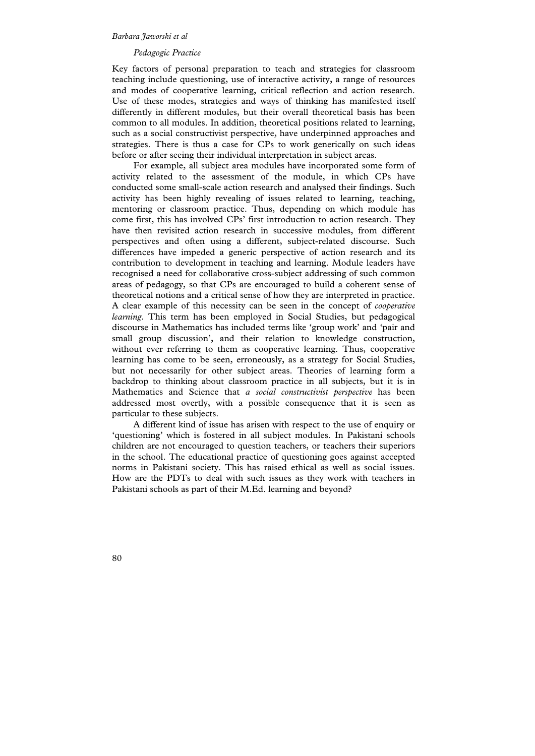*Pedagogic Practice*

Key factors of personal preparation to teach and strategies for classroom teaching include questioning, use of interactive activity, a range of resources and modes of cooperative learning, critical reflection and action research. Use of these modes, strategies and ways of thinking has manifested itself differently in different modules, but their overall theoretical basis has been common to all modules. In addition, theoretical positions related to learning, such as a social constructivist perspective, have underpinned approaches and strategies. There is thus a case for CPs to work generically on such ideas before or after seeing their individual interpretation in subject areas.

For example, all subject area modules have incorporated some form of activity related to the assessment of the module, in which CPs have conducted some small-scale action research and analysed their findings. Such activity has been highly revealing of issues related to learning, teaching, mentoring or classroom practice. Thus, depending on which module has come first, this has involved CPs' first introduction to action research. They have then revisited action research in successive modules, from different perspectives and often using a different, subject-related discourse. Such differences have impeded a generic perspective of action research and its contribution to development in teaching and learning. Module leaders have recognised a need for collaborative cross-subject addressing of such common areas of pedagogy, so that CPs are encouraged to build a coherent sense of theoretical notions and a critical sense of how they are interpreted in practice. A clear example of this necessity can be seen in the concept of *cooperative learning*. This term has been employed in Social Studies, but pedagogical discourse in Mathematics has included terms like 'group work' and 'pair and small group discussion', and their relation to knowledge construction, without ever referring to them as cooperative learning. Thus, cooperative learning has come to be seen, erroneously, as a strategy for Social Studies, but not necessarily for other subject areas. Theories of learning form a backdrop to thinking about classroom practice in all subjects, but it is in Mathematics and Science that *a social constructivist perspective* has been addressed most overtly, with a possible consequence that it is seen as particular to these subjects.

A different kind of issue has arisen with respect to the use of enquiry or 'questioning' which is fostered in all subject modules. In Pakistani schools children are not encouraged to question teachers, or teachers their superiors in the school. The educational practice of questioning goes against accepted norms in Pakistani society. This has raised ethical as well as social issues. How are the PDTs to deal with such issues as they work with teachers in Pakistani schools as part of their M.Ed. learning and beyond?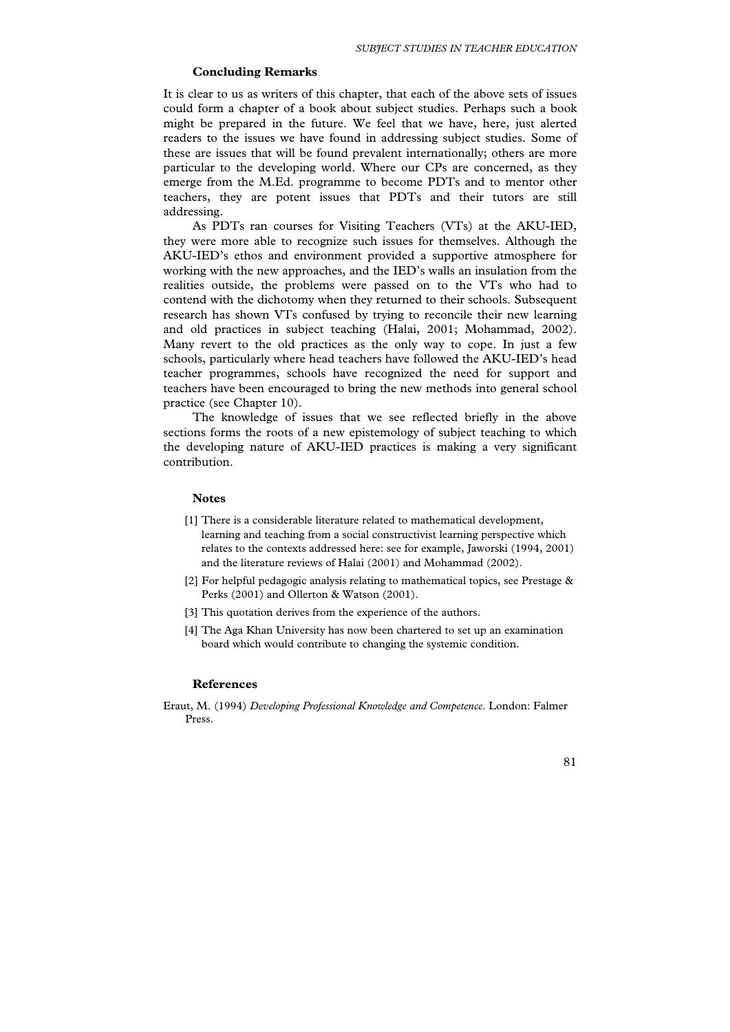### Concluding Remarks

It is clear to us as writers of this chapter, that each of the above sets of issues could form a chapter of a book about subject studies. Perhaps such a book might be prepared in the future. We feel that we have, here, just alerted readers to the issues we have found in addressing subject studies. Some of these are issues that will be found prevalent internationally; others are more particular to the developing world. Where our CPs are concerned, as they emerge from the M.Ed. programme to become PDTs and to mentor other teachers, they are potent issues that PDTs and their tutors are still addressing.

As PDTs ran courses for Visiting Teachers (VTs) at the AKU-IED, they were more able to recognize such issues for themselves. Although the AKU-IED's ethos and environment provided a supportive atmosphere for working with the new approaches, and the IED's walls an insulation from the realities outside, the problems were passed on to the VTs who had to contend with the dichotomy when they returned to their schools. Subsequent research has shown VTs confused by trying to reconcile their new learning and old practices in subject teaching (Halai, 2001; Mohammad, 2002). Many revert to the old practices as the only way to cope. In just a few schools, particularly where head teachers have followed the AKU-IED's head teacher programmes, schools have recognized the need for support and teachers have been encouraged to bring the new methods into general school practice (see Chapter 10).

The knowledge of issues that we see reflected briefly in the above sections forms the roots of a new epistemology of subject teaching to which the developing nature of AKU-IED practices is making a very significant contribution.

### Notes

[1] There is a considerable literature related to mathematical development, learning and teaching from a social constructivist learning perspective which relates to the contexts addressed here: see for example, Jaworski (1994, 2001) and the literature reviews of Halai (2001) and Mohammad (2002).

[2] For helpful pedagogic analysis relating to mathematical topics, see Prestage & Perks (2001) and Ollerton & Watson (2001).

[3] This quotation derives from the experience of the authors.

[4] The Aga Khan University has now been chartered to set up an examination board which would contribute to changing the systemic condition.

### References

Eraut, M. (1994) *Developing Professional Knowledge and Competence*. London: Falmer Press.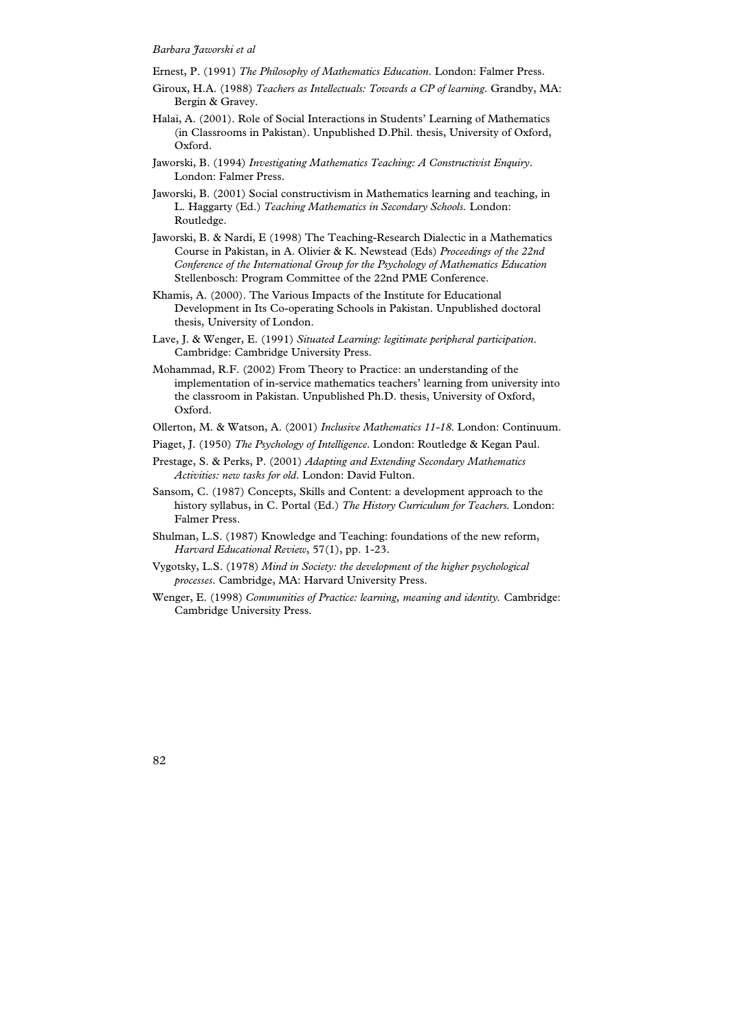Ernest, P. (1991) *The Philosophy of Mathematics Education*. London: Falmer Press.

Giroux, H.A. (1988) *Teachers as Intellectuals: Towards a CP of learning*. Grandby, MA: Bergin & Gravey.

Halai, A. (2001). Role of Social Interactions in Students' Learning of Mathematics (in Classrooms in Pakistan). Unpublished D.Phil. thesis, University of Oxford, Oxford.

Jaworski, B. (1994) *Investigating Mathematics Teaching: A Constructivist Enquiry*. London: Falmer Press.

Jaworski, B. (2001) Social constructivism in Mathematics learning and teaching, in L. Haggarty (Ed.) *Teaching Mathematics in Secondary Schools.* London: Routledge.

Jaworski, B. & Nardi, E (1998) The Teaching-Research Dialectic in a Mathematics Course in Pakistan, in A. Olivier & K. Newstead (Eds) *Proceedings of the 22nd Conference of the International Group for the Psychology of Mathematics Education* Stellenbosch: Program Committee of the 22nd PME Conference.

Khamis, A. (2000). The Various Impacts of the Institute for Educational Development in Its Co-operating Schools in Pakistan. Unpublished doctoral thesis, University of London.

Lave, J. & Wenger, E. (1991) *Situated Learning: legitimate peripheral participation*. Cambridge: Cambridge University Press.

Mohammad, R.F. (2002) From Theory to Practice: an understanding of the implementation of in-service mathematics teachers' learning from university into the classroom in Pakistan. Unpublished Ph.D. thesis, University of Oxford, Oxford.

Ollerton, M. & Watson, A. (2001) *Inclusive Mathematics 11-18*. London: Continuum.

Piaget, J. (1950) *The Psychology of Intelligence*. London: Routledge & Kegan Paul.

Prestage, S. & Perks, P. (2001) *Adapting and Extending Secondary Mathematics Activities: new tasks for old*. London: David Fulton.

Sansom, C. (1987) Concepts, Skills and Content: a development approach to the history syllabus, in C. Portal (Ed.) *The History Curriculum for Teachers.* London: Falmer Press.

Shulman, L.S. (1987) Knowledge and Teaching: foundations of the new reform, *Harvard Educational Review*, 57(1), pp. 1-23.

Vygotsky, L.S. (1978) *Mind in Society: the development of the higher psychological processes*. Cambridge, MA: Harvard University Press.

Wenger, E. (1998) *Communities of Practice: learning, meaning and identity.* Cambridge: Cambridge University Press.